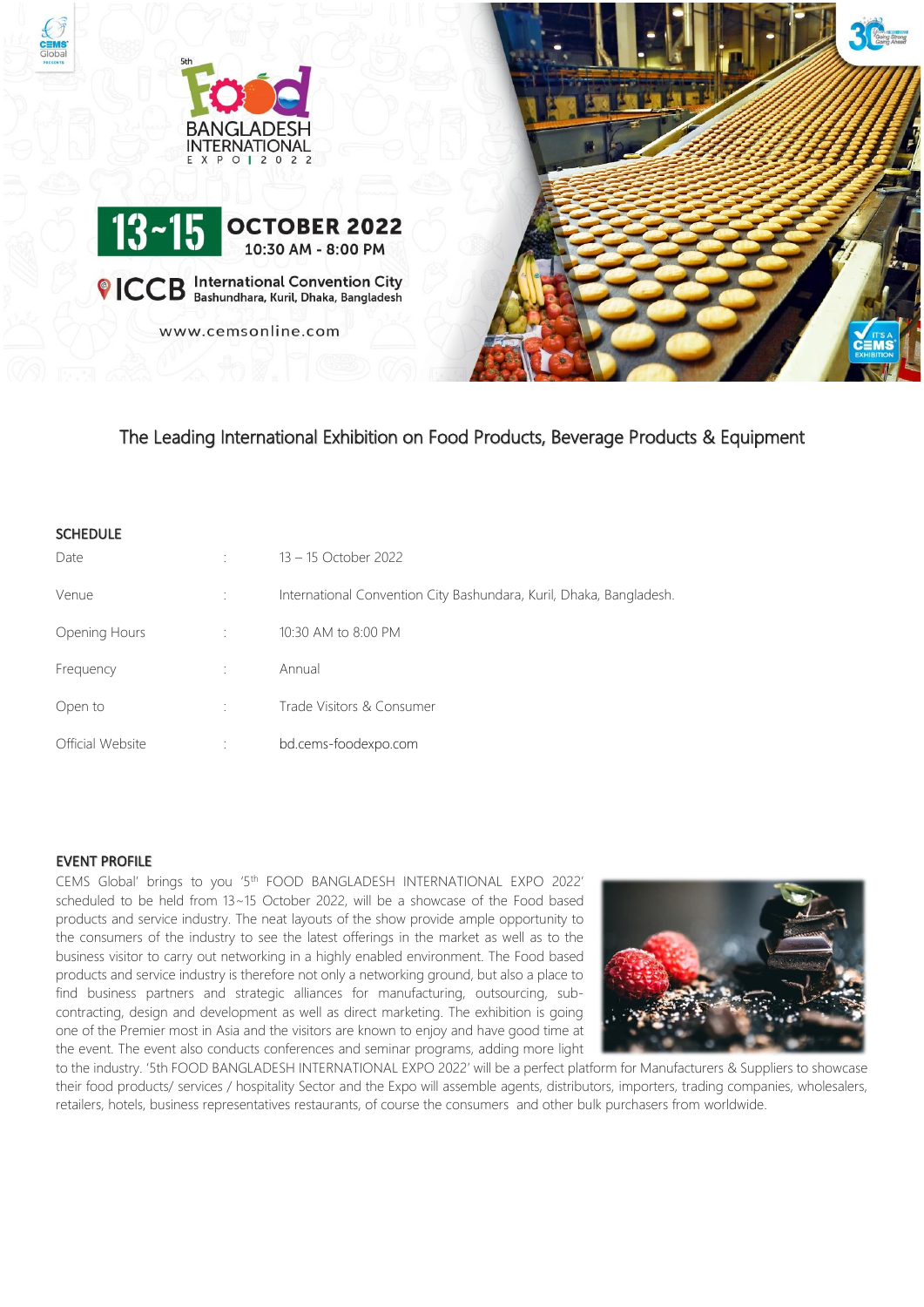5th Food BANGLADESH INTERNATIONAL EXPO | 2022

13~15 OCTOBER 2022
10:30 AM - 8:00 PM

ICCB International Convention City
Bashundhara, Kuril, Dhaka, Bangladesh

www.cemsonline.com

## The Leading International Exhibition on Food Products, Beverage Products & Equipment

### SCHEDULE

| | | |
|---|---|---|
| Date | : | 13 – 15 October 2022 |
| Venue | : | International Convention City Bashundara, Kuril, Dhaka, Bangladesh. |
| Opening Hours | : | 10:30 AM to 8:00 PM |
| Frequency | : | Annual |
| Open to | : | Trade Visitors & Consumer |
| Official Website | : | bd.cems-foodexpo.com |

### EVENT PROFILE

CEMS Global' brings to you '5th FOOD BANGLADESH INTERNATIONAL EXPO 2022' scheduled to be held from 13~15 October 2022, will be a showcase of the Food based products and service industry. The neat layouts of the show provide ample opportunity to the consumers of the industry to see the latest offerings in the market as well as to the business visitor to carry out networking in a highly enabled environment. The Food based products and service industry is therefore not only a networking ground, but also a place to find business partners and strategic alliances for manufacturing, outsourcing, sub-contracting, design and development as well as direct marketing. The exhibition is going one of the Premier most in Asia and the visitors are known to enjoy and have good time at the event. The event also conducts conferences and seminar programs, adding more light to the industry. '5th FOOD BANGLADESH INTERNATIONAL EXPO 2022' will be a perfect platform for Manufacturers & Suppliers to showcase their food products/ services / hospitality Sector and the Expo will assemble agents, distributors, importers, trading companies, wholesalers, retailers, hotels, business representatives restaurants, of course the consumers and other bulk purchasers from worldwide.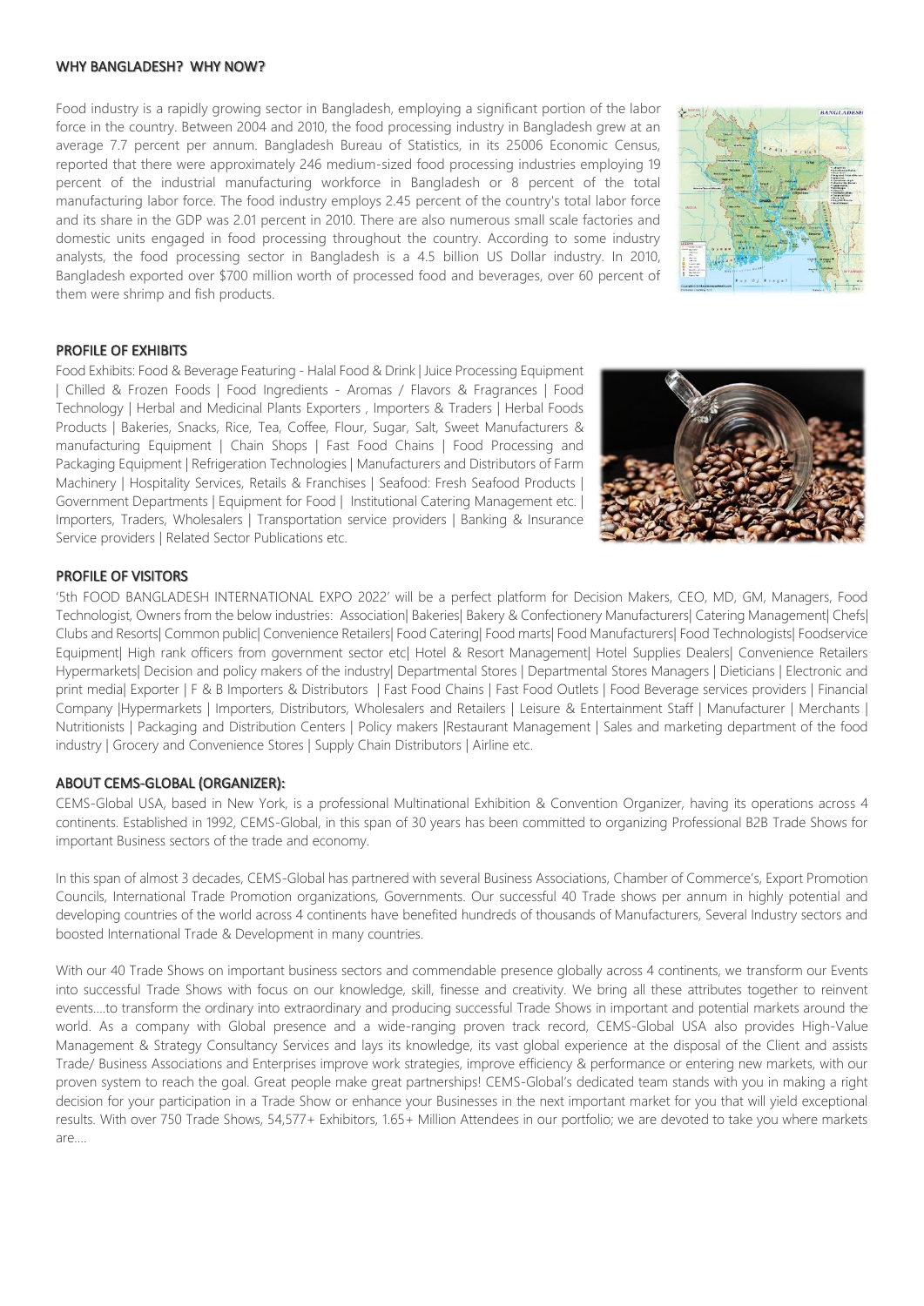## WHY BANGLADESH? WHY NOW?

Food industry is a rapidly growing sector in Bangladesh, employing a significant portion of the labor force in the country. Between 2004 and 2010, the food processing industry in Bangladesh grew at an average 7.7 percent per annum. Bangladesh Bureau of Statistics, in its 25006 Economic Census, reported that there were approximately 246 medium-sized food processing industries employing 19 percent of the industrial manufacturing workforce in Bangladesh or 8 percent of the total manufacturing labor force. The food industry employs 2.45 percent of the country's total labor force and its share in the GDP was 2.01 percent in 2010. There are also numerous small scale factories and domestic units engaged in food processing throughout the country. According to some industry analysts, the food processing sector in Bangladesh is a 4.5 billion US Dollar industry. In 2010, Bangladesh exported over $700 million worth of processed food and beverages, over 60 percent of them were shrimp and fish products.

## PROFILE OF EXHIBITS

Food Exhibits: Food & Beverage Featuring - Halal Food & Drink | Juice Processing Equipment | Chilled & Frozen Foods | Food Ingredients - Aromas / Flavors & Fragrances | Food Technology | Herbal and Medicinal Plants Exporters , Importers & Traders | Herbal Foods Products | Bakeries, Snacks, Rice, Tea, Coffee, Flour, Sugar, Salt, Sweet Manufacturers & manufacturing Equipment | Chain Shops | Fast Food Chains | Food Processing and Packaging Equipment | Refrigeration Technologies | Manufacturers and Distributors of Farm Machinery | Hospitality Services, Retails & Franchises | Seafood: Fresh Seafood Products | Government Departments | Equipment for Food | Institutional Catering Management etc. | Importers, Traders, Wholesalers | Transportation service providers | Banking & Insurance Service providers | Related Sector Publications etc.

## PROFILE OF VISITORS

'5th FOOD BANGLADESH INTERNATIONAL EXPO 2022' will be a perfect platform for Decision Makers, CEO, MD, GM, Managers, Food Technologist, Owners from the below industries: Association| Bakeries| Bakery & Confectionery Manufacturers| Catering Management| Chefs| Clubs and Resorts| Common public| Convenience Retailers| Food Catering| Food marts| Food Manufacturers| Food Technologists| Foodservice Equipment| High rank officers from government sector etc| Hotel & Resort Management| Hotel Supplies Dealers| Convenience Retailers Hypermarkets| Decision and policy makers of the industry| Departmental Stores | Departmental Stores Managers | Dieticians | Electronic and print media| Exporter | F & B Importers & Distributors | Fast Food Chains | Fast Food Outlets | Food Beverage services providers | Financial Company |Hypermarkets | Importers, Distributors, Wholesalers and Retailers | Leisure & Entertainment Staff | Manufacturer | Merchants | Nutritionists | Packaging and Distribution Centers | Policy makers |Restaurant Management | Sales and marketing department of the food industry | Grocery and Convenience Stores | Supply Chain Distributors | Airline etc.

## ABOUT CEMS-GLOBAL (ORGANIZER):

CEMS-Global USA, based in New York, is a professional Multinational Exhibition & Convention Organizer, having its operations across 4 continents. Established in 1992, CEMS-Global, in this span of 30 years has been committed to organizing Professional B2B Trade Shows for important Business sectors of the trade and economy.

In this span of almost 3 decades, CEMS-Global has partnered with several Business Associations, Chamber of Commerce's, Export Promotion Councils, International Trade Promotion organizations, Governments. Our successful 40 Trade shows per annum in highly potential and developing countries of the world across 4 continents have benefited hundreds of thousands of Manufacturers, Several Industry sectors and boosted International Trade & Development in many countries.

With our 40 Trade Shows on important business sectors and commendable presence globally across 4 continents, we transform our Events into successful Trade Shows with focus on our knowledge, skill, finesse and creativity. We bring all these attributes together to reinvent events....to transform the ordinary into extraordinary and producing successful Trade Shows in important and potential markets around the world. As a company with Global presence and a wide-ranging proven track record, CEMS-Global USA also provides High-Value Management & Strategy Consultancy Services and lays its knowledge, its vast global experience at the disposal of the Client and assists Trade/ Business Associations and Enterprises improve work strategies, improve efficiency & performance or entering new markets, with our proven system to reach the goal. Great people make great partnerships! CEMS-Global's dedicated team stands with you in making a right decision for your participation in a Trade Show or enhance your Businesses in the next important market for you that will yield exceptional results. With over 750 Trade Shows, 54,577+ Exhibitors, 1.65+ Million Attendees in our portfolio; we are devoted to take you where markets are....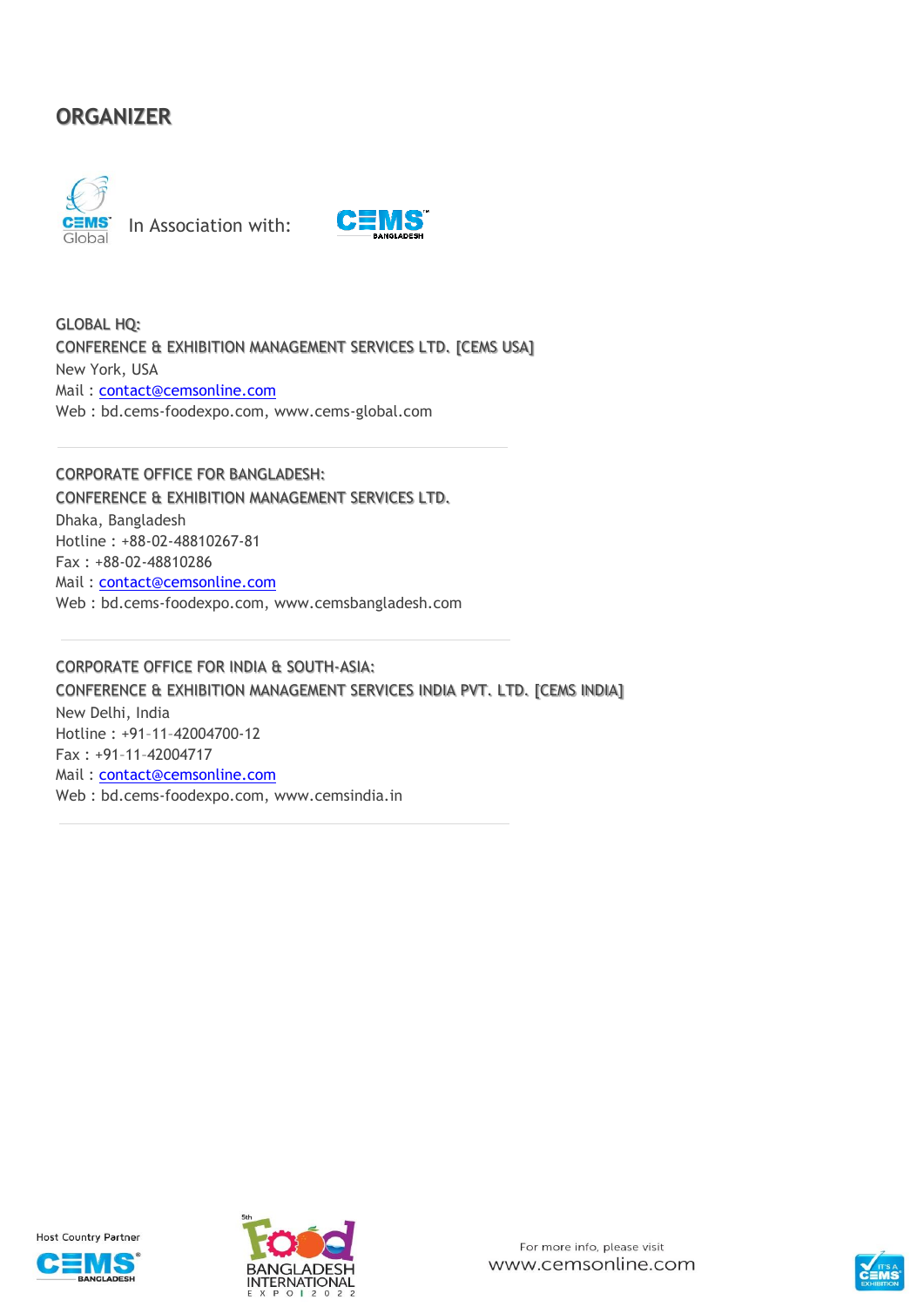## ORGANIZER

In Association with:

GLOBAL HQ:
CONFERENCE & EXHIBITION MANAGEMENT SERVICES LTD. [CEMS USA]
New York, USA
Mail : contact@cemsonline.com
Web : bd.cems-foodexpo.com, www.cems-global.com

---

CORPORATE OFFICE FOR BANGLADESH:
CONFERENCE & EXHIBITION MANAGEMENT SERVICES LTD.
Dhaka, Bangladesh
Hotline : +88-02-48810267-81
Fax : +88-02-48810286
Mail : contact@cemsonline.com
Web : bd.cems-foodexpo.com, www.cemsbangladesh.com

---

CORPORATE OFFICE FOR INDIA & SOUTH-ASIA:
CONFERENCE & EXHIBITION MANAGEMENT SERVICES INDIA PVT. LTD. [CEMS INDIA]
New Delhi, India
Hotline : +91-11-42004700-12
Fax : +91-11-42004717
Mail : contact@cemsonline.com
Web : bd.cems-foodexpo.com, www.cemsindia.in

---

Host Country Partner

For more info, please visit
www.cemsonline.com